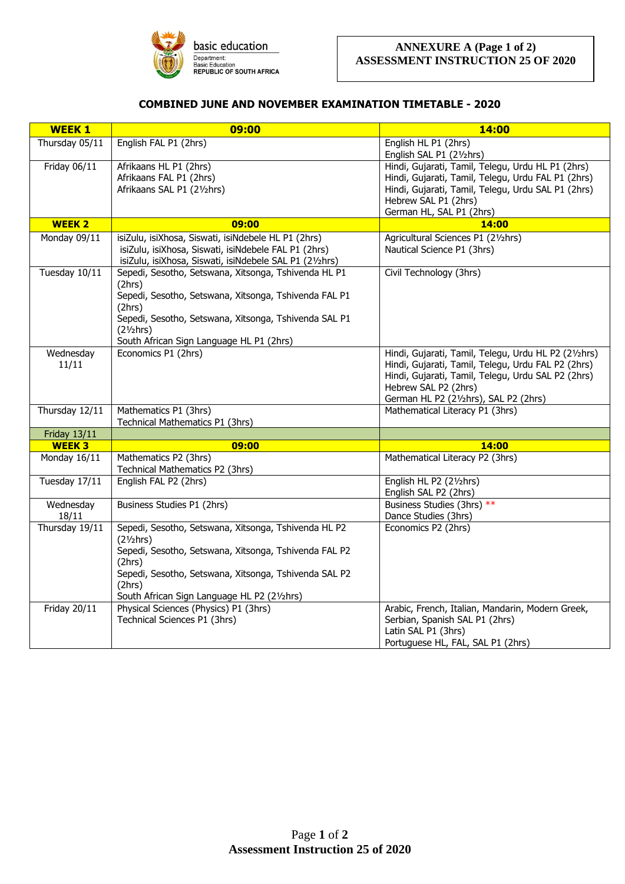basic education

Department:
Basic Education
REPUBLIC OF SOUTH AFRICA

**ANNEXURE A (Page 1 of 2)**
**ASSESSMENT INSTRUCTION 25 OF 2020**

## COMBINED JUNE AND NOVEMBER EXAMINATION TIMETABLE - 2020

| WEEK 1 | 09:00 | 14:00 |
|---|---|---|
| Thursday 05/11 | English FAL P1 (2hrs) | English HL P1 (2hrs)<br>English SAL P1 (2½hrs) |
| Friday 06/11 | Afrikaans HL P1 (2hrs)<br>Afrikaans FAL P1 (2hrs)<br>Afrikaans SAL P1 (2½hrs) | Hindi, Gujarati, Tamil, Telegu, Urdu HL P1 (2hrs)<br>Hindi, Gujarati, Tamil, Telegu, Urdu FAL P1 (2hrs)<br>Hindi, Gujarati, Tamil, Telegu, Urdu SAL P1 (2hrs)<br>Hebrew SAL P1 (2hrs)<br>German HL, SAL P1 (2hrs) |
| **WEEK 2** | **09:00** | **14:00** |
| Monday 09/11 | isiZulu, isiXhosa, Siswati, isiNdebele HL P1 (2hrs)<br>isiZulu, isiXhosa, Siswati, isiNdebele FAL P1 (2hrs)<br>isiZulu, isiXhosa, Siswati, isiNdebele SAL P1 (2½hrs) | Agricultural Sciences P1 (2½hrs)<br>Nautical Science P1 (3hrs) |
| Tuesday 10/11 | Sepedi, Sesotho, Setswana, Xitsonga, Tshivenda HL P1 (2hrs)<br>Sepedi, Sesotho, Setswana, Xitsonga, Tshivenda FAL P1 (2hrs)<br>Sepedi, Sesotho, Setswana, Xitsonga, Tshivenda SAL P1 (2½hrs)<br>South African Sign Language HL P1 (2hrs) | Civil Technology (3hrs) |
| Wednesday 11/11 | Economics P1 (2hrs) | Hindi, Gujarati, Tamil, Telegu, Urdu HL P2 (2½hrs)<br>Hindi, Gujarati, Tamil, Telegu, Urdu FAL P2 (2hrs)<br>Hindi, Gujarati, Tamil, Telegu, Urdu SAL P2 (2hrs)<br>Hebrew SAL P2 (2hrs)<br>German HL P2 (2½hrs), SAL P2 (2hrs) |
| Thursday 12/11 | Mathematics P1 (3hrs)<br>Technical Mathematics P1 (3hrs) | Mathematical Literacy P1 (3hrs) |
| Friday 13/11 | | |
| **WEEK 3** | **09:00** | **14:00** |
| Monday 16/11 | Mathematics P2 (3hrs)<br>Technical Mathematics P2 (3hrs) | Mathematical Literacy P2 (3hrs) |
| Tuesday 17/11 | English FAL P2 (2hrs) | English HL P2 (2½hrs)<br>English SAL P2 (2hrs) |
| Wednesday 18/11 | Business Studies P1 (2hrs) | Business Studies (3hrs) **<br>Dance Studies (3hrs) |
| Thursday 19/11 | Sepedi, Sesotho, Setswana, Xitsonga, Tshivenda HL P2 (2½hrs)<br>Sepedi, Sesotho, Setswana, Xitsonga, Tshivenda FAL P2 (2hrs)<br>Sepedi, Sesotho, Setswana, Xitsonga, Tshivenda SAL P2 (2hrs)<br>South African Sign Language HL P2 (2½hrs) | Economics P2 (2hrs) |
| Friday 20/11 | Physical Sciences (Physics) P1 (3hrs)<br>Technical Sciences P1 (3hrs) | Arabic, French, Italian, Mandarin, Modern Greek, Serbian, Spanish SAL P1 (2hrs)<br>Latin SAL P1 (3hrs)<br>Portuguese HL, FAL, SAL P1 (2hrs) |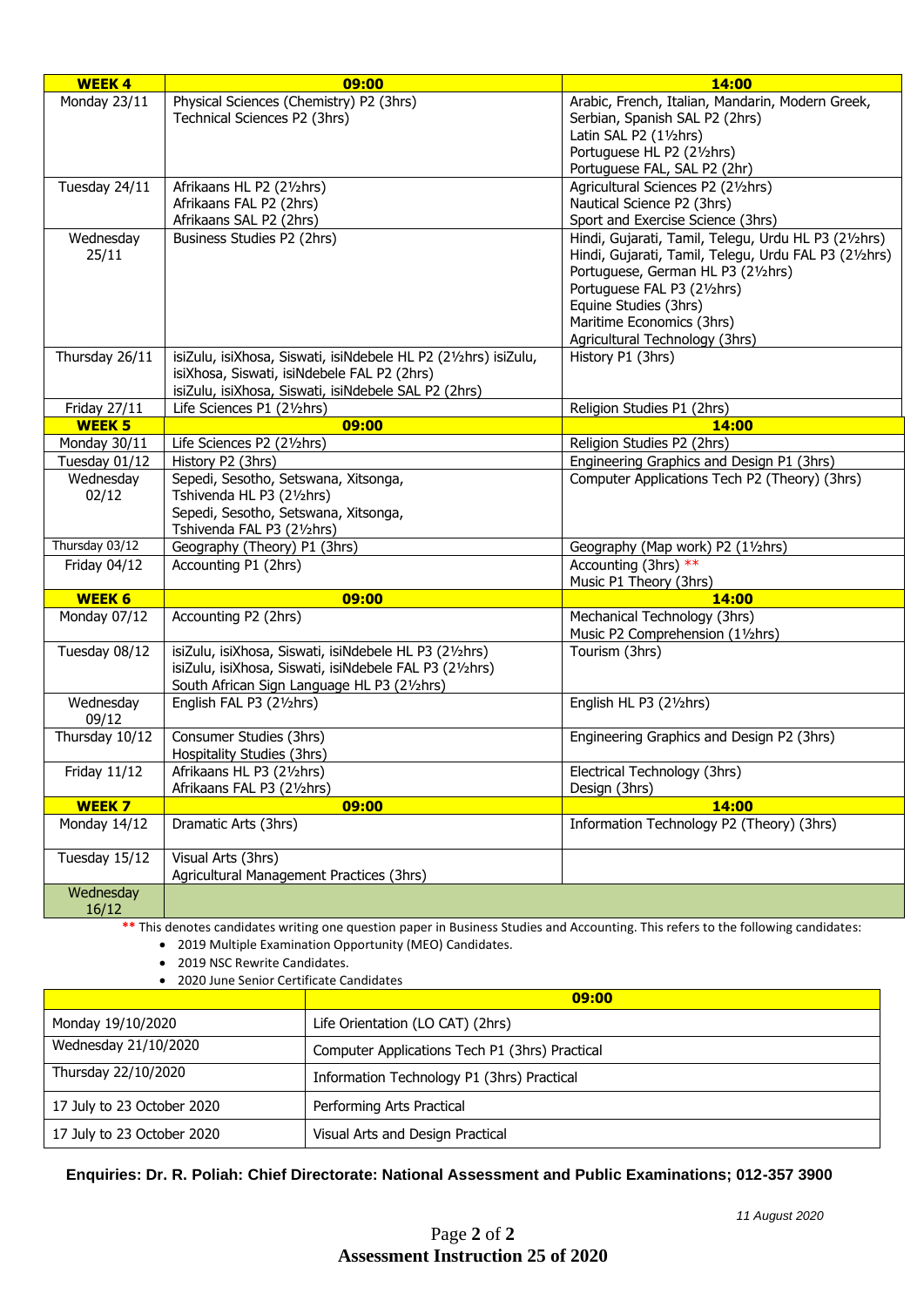| WEEK 4 | 09:00 | 14:00 |
|---|---|---|
| Monday 23/11 | Physical Sciences (Chemistry) P2 (3hrs)<br>Technical Sciences P2 (3hrs) | Arabic, French, Italian, Mandarin, Modern Greek, Serbian, Spanish SAL P2 (2hrs)<br>Latin SAL P2 (1½hrs)<br>Portuguese HL P2 (2½hrs)<br>Portuguese FAL, SAL P2 (2hr) |
| Tuesday 24/11 | Afrikaans HL P2 (2½hrs)<br>Afrikaans FAL P2 (2hrs)<br>Afrikaans SAL P2 (2hrs) | Agricultural Sciences P2 (2½hrs)<br>Nautical Science P2 (3hrs)<br>Sport and Exercise Science (3hrs) |
| Wednesday 25/11 | Business Studies P2 (2hrs) | Hindi, Gujarati, Tamil, Telegu, Urdu HL P3 (2½hrs)<br>Hindi, Gujarati, Tamil, Telegu, Urdu FAL P3 (2½hrs)<br>Portuguese, German HL P3 (2½hrs)<br>Portuguese FAL P3 (2½hrs)<br>Equine Studies (3hrs)<br>Maritime Economics (3hrs)<br>Agricultural Technology (3hrs) |
| Thursday 26/11 | isiZulu, isiXhosa, Siswati, isiNdebele HL P2 (2½hrs) isiZulu, isiXhosa, Siswati, isiNdebele FAL P2 (2hrs)<br>isiZulu, isiXhosa, Siswati, isiNdebele SAL P2 (2hrs) | History P1 (3hrs) |
| Friday 27/11 | Life Sciences P1 (2½hrs) | Religion Studies P1 (2hrs) |
| **WEEK 5** | **09:00** | **14:00** |
| Monday 30/11 | Life Sciences P2 (2½hrs) | Religion Studies P2 (2hrs) |
| Tuesday 01/12 | History P2 (3hrs) | Engineering Graphics and Design P1 (3hrs) |
| Wednesday 02/12 | Sepedi, Sesotho, Setswana, Xitsonga, Tshivenda HL P3 (2½hrs)<br>Sepedi, Sesotho, Setswana, Xitsonga, Tshivenda FAL P3 (2½hrs) | Computer Applications Tech P2 (Theory) (3hrs) |
| Thursday 03/12 | Geography (Theory) P1 (3hrs) | Geography (Map work) P2 (1½hrs) |
| Friday 04/12 | Accounting P1 (2hrs) | Accounting (3hrs) **<br>Music P1 Theory (3hrs) |
| **WEEK 6** | **09:00** | **14:00** |
| Monday 07/12 | Accounting P2 (2hrs) | Mechanical Technology (3hrs)<br>Music P2 Comprehension (1½hrs) |
| Tuesday 08/12 | isiZulu, isiXhosa, Siswati, isiNdebele HL P3 (2½hrs)<br>isiZulu, isiXhosa, Siswati, isiNdebele FAL P3 (2½hrs)<br>South African Sign Language HL P3 (2½hrs) | Tourism (3hrs) |
| Wednesday 09/12 | English FAL P3 (2½hrs) | English HL P3 (2½hrs) |
| Thursday 10/12 | Consumer Studies (3hrs)<br>Hospitality Studies (3hrs) | Engineering Graphics and Design P2 (3hrs) |
| Friday 11/12 | Afrikaans HL P3 (2½hrs)<br>Afrikaans FAL P3 (2½hrs) | Electrical Technology (3hrs)<br>Design (3hrs) |
| **WEEK 7** | **09:00** | **14:00** |
| Monday 14/12 | Dramatic Arts (3hrs) | Information Technology P2 (Theory) (3hrs) |
| Tuesday 15/12 | Visual Arts (3hrs)<br>Agricultural Management Practices (3hrs) | |
| Wednesday 16/12 | | |

** This denotes candidates writing one question paper in Business Studies and Accounting. This refers to the following candidates:

- 2019 Multiple Examination Opportunity (MEO) Candidates.
- 2019 NSC Rewrite Candidates.
- 2020 June Senior Certificate Candidates

| | 09:00 |
|---|---|
| Monday 19/10/2020 | Life Orientation (LO CAT) (2hrs) |
| Wednesday 21/10/2020 | Computer Applications Tech P1 (3hrs) Practical |
| Thursday 22/10/2020 | Information Technology P1 (3hrs) Practical |
| 17 July to 23 October 2020 | Performing Arts Practical |
| 17 July to 23 October 2020 | Visual Arts and Design Practical |

**Enquiries: Dr. R. Poliah: Chief Directorate: National Assessment and Public Examinations; 012-357 3900**

*11 August 2020*

**Assessment Instruction 25 of 2020**